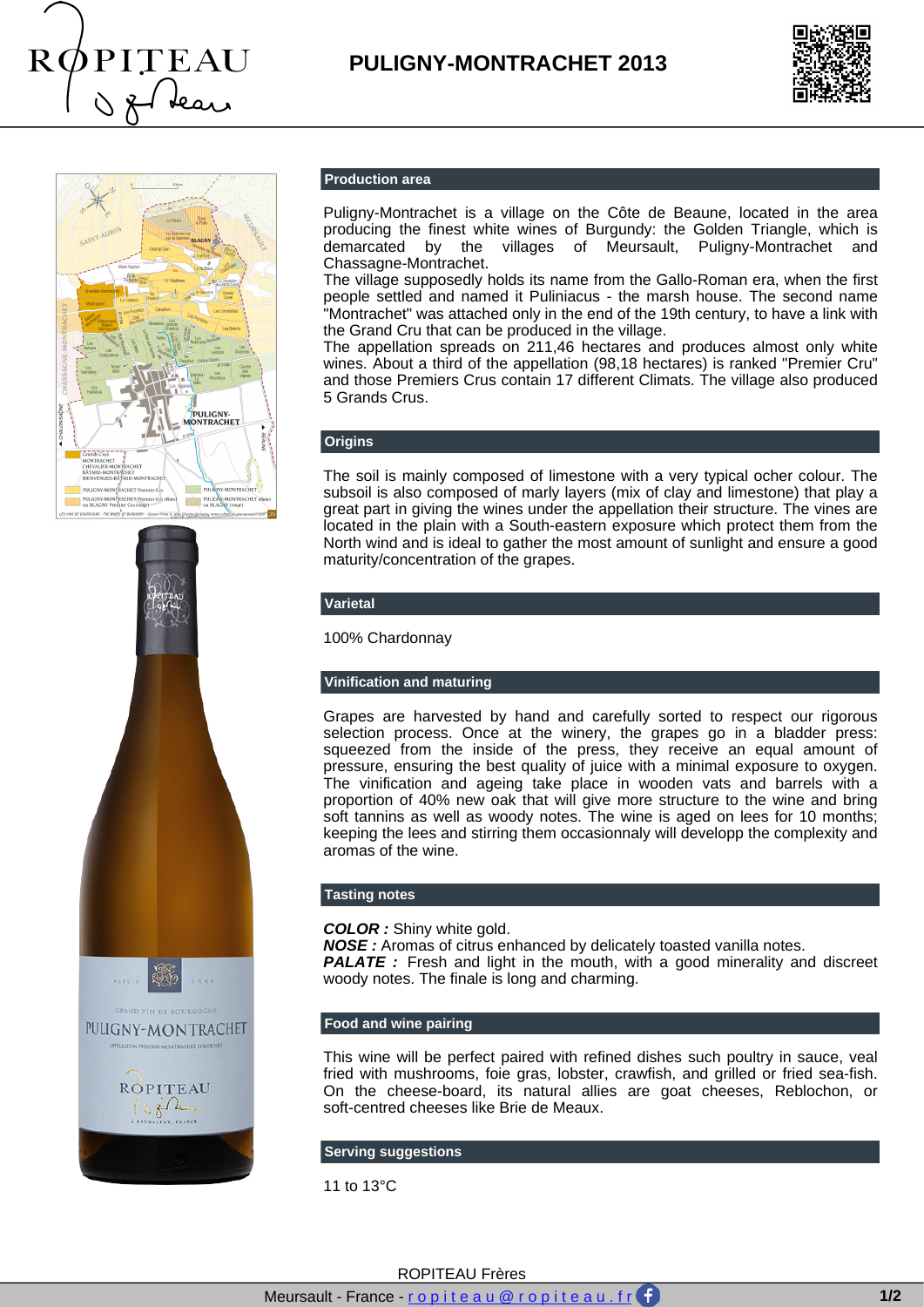# PULIGNY-MONTRACHET 2013

## Production area

Puligny-Montrachet is a village on the Côte de Beaune, located in the area producing the finest white wines of Burgundy: the Golden Triangle, which is demarcated by the villages of Meursault, Puligny-Montrachet and Chassagne-Montrachet.
The village supposedly holds its name from the Gallo-Roman era, when the first people settled and named it Puliniacus - the marsh house. The second name "Montrachet" was attached only in the end of the 19th century, to have a link with the Grand Cru that can be produced in the village.
The appellation spreads on 211,46 hectares and produces almost only white wines. About a third of the appellation (98,18 hectares) is ranked "Premier Cru" and those Premiers Crus contain 17 different Climats. The village also produced 5 Grands Crus.

## Origins

The soil is mainly composed of limestone with a very typical ocher colour. The subsoil is also composed of marly layers (mix of clay and limestone) that play a great part in giving the wines under the appellation their structure. The vines are located in the plain with a South-eastern exposure which protect them from the North wind and is ideal to gather the most amount of sunlight and ensure a good maturity/concentration of the grapes.

## Varietal

100% Chardonnay

## Vinification and maturing

Grapes are harvested by hand and carefully sorted to respect our rigorous selection process. Once at the winery, the grapes go in a bladder press: squeezed from the inside of the press, they receive an equal amount of pressure, ensuring the best quality of juice with a minimal exposure to oxygen. The vinification and ageing take place in wooden vats and barrels with a proportion of 40% new oak that will give more structure to the wine and bring soft tannins as well as woody notes. The wine is aged on lees for 10 months; keeping the lees and stirring them occasionnaly will developp the complexity and aromas of the wine.

## Tasting notes

***COLOR :*** Shiny white gold.
***NOSE :*** Aromas of citrus enhanced by delicately toasted vanilla notes.
***PALATE :*** Fresh and light in the mouth, with a good minerality and discreet woody notes. The finale is long and charming.

## Food and wine pairing

This wine will be perfect paired with refined dishes such poultry in sauce, veal fried with mushrooms, foie gras, lobster, crawfish, and grilled or fried sea-fish. On the cheese-board, its natural allies are goat cheeses, Reblochon, or soft-centred cheeses like Brie de Meaux.

## Serving suggestions

11 to 13°C

ROPITEAU Frères
Meursault - France - ropiteau@ropiteau.fr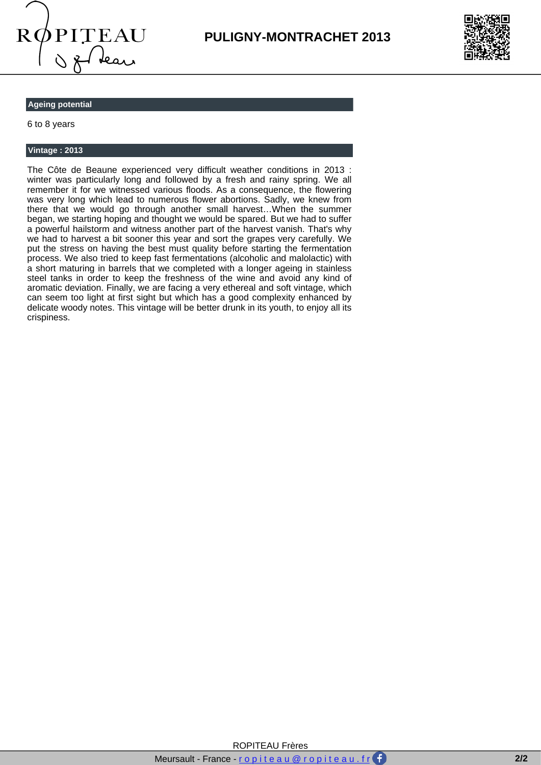# PULIGNY-MONTRACHET 2013

## Ageing potential

6 to 8 years

## Vintage : 2013

The Côte de Beaune experienced very difficult weather conditions in 2013 : winter was particularly long and followed by a fresh and rainy spring. We all remember it for we witnessed various floods. As a consequence, the flowering was very long which lead to numerous flower abortions. Sadly, we knew from there that we would go through another small harvest…When the summer began, we starting hoping and thought we would be spared. But we had to suffer a powerful hailstorm and witness another part of the harvest vanish. That's why we had to harvest a bit sooner this year and sort the grapes very carefully. We put the stress on having the best must quality before starting the fermentation process. We also tried to keep fast fermentations (alcoholic and malolactic) with a short maturing in barrels that we completed with a longer ageing in stainless steel tanks in order to keep the freshness of the wine and avoid any kind of aromatic deviation. Finally, we are facing a very ethereal and soft vintage, which can seem too light at first sight but which has a good complexity enhanced by delicate woody notes. This vintage will be better drunk in its youth, to enjoy all its crispiness.

ROPITEAU Frères

Meursault - France - ropiteau@ropiteau.fr